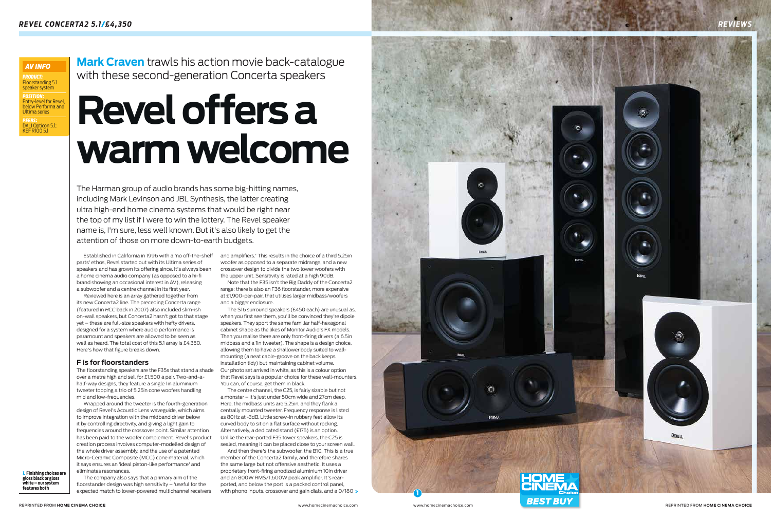## AV INFO

***PRODUCT:*** Floorstanding 5.1 speaker system

***POSITION:*** Entry-level for Revel, below Performa and Ultima series

***PEERS:*** DALI Opticon 5.1; KEF R100 5.1

**Mark Craven** trawls his action movie back-catalogue with these second-generation Concerta speakers

# Revel offers a warm welcome

The Harman group of audio brands has some big-hitting names, including Mark Levinson and JBL Synthesis, the latter creating ultra high-end home cinema systems that would be right near the top of my list if I were to win the lottery. The Revel speaker name is, I'm sure, less well known. But it's also likely to get the attention of those on more down-to-earth budgets.

Established in California in 1996 with a 'no off-the-shelf parts' ethos, Revel started out with its Ultima series of speakers and has grown its offering since. It's always been a home cinema audio company (as opposed to a hi-fi brand showing an occasional interest in AV), releasing a subwoofer and a centre channel in its first year.

Reviewed here is an array gathered together from its new Concerta2 line. The preceding Concerta range (featured in *HCC* back in 2007) also included slim-ish on-wall speakers, but Concerta2 hasn't got to that stage yet – these are full-size speakers with hefty drivers, designed for a system where audio performance is paramount and speakers are allowed to be seen as well as heard. The total cost of this 5.1 array is £4,350. Here's how that figure breaks down.

### F is for floorstanders

The floorstanding speakers are the F35s that stand a shade over a metre high and sell for £1,500 a pair. Two-and-a-half-way designs, they feature a single 1in aluminium tweeter topping a trio of 5.25in cone woofers handling mid and low-frequencies.

Wrapped around the tweeter is the fourth-generation design of Revel's Acoustic Lens waveguide, which aims to improve integration with the midband driver below it by controlling directivity, and giving a light gain to frequencies around the crossover point. Similar attention has been paid to the woofer complement. Revel's product creation process involves computer-modelled design of the whole driver assembly, and the use of a patented Micro-Ceramic Composite (MCC) cone material, which it says ensures an 'ideal piston-like performance' and eliminates resonances.

The company also says that a primary aim of the floorstander design was high sensitivity – 'useful for the expected match to lower-powered multichannel receivers and amplifiers.' This results in the choice of a third 5.25in woofer as opposed to a separate midrange, and a new crossover design to divide the two lower woofers with the upper unit. Sensitivity is rated at a high 90dB.

Note that the F35 isn't the Big Daddy of the Concerta2 range: there is also an F36 floorstander, more expensive at £1,900-per-pair, that utilises larger midbass/woofers and a bigger enclosure.

The S16 surround speakers (£450 each) are unusual as, when you first see them, you'll be convinced they're dipole speakers. They sport the same familiar half-hexagonal cabinet shape as the likes of Monitor Audio's FX models. Then you realise there are only front-firing drivers (a 6.5in midbass and a 1in tweeter). The shape is a design choice, allowing them to have a shallower body suited to wall-mounting (a neat cable-groove on the back keeps installation tidy) but maintaining cabinet volume. Our photo set arrived in white, as this is a colour option that Revel says is a popular choice for these wall-mounters. You can, of course, get them in black.

The centre channel, the C25, is fairly sizable but not a monster – it's just under 50cm wide and 27cm deep. Here, the midbass units are 5.25in, and they flank a centrally mounted tweeter. Frequency response is listed as 80Hz at -3dB. Little screw-in rubbery feet allow its curved body to sit on a flat surface without rocking. Alternatively, a dedicated stand (£175) is an option. Unlike the rear-ported F35 tower speakers, the C25 is sealed, meaning it can be placed close to your screen wall.

And then there's the subwoofer, the B10. This is a true member of the Concerta2 family, and therefore shares the same large but not offensive aesthetic. It uses a proprietary front-firing anodized aluminium 10in driver and an 800W RMS/1,600W peak amplifier. It's rear-ported, and below the port is a packed control panel, with phono inputs, crossover and gain dials, and a 0/180 >

**1. Finishing choices are gloss black or gloss white – our system features both**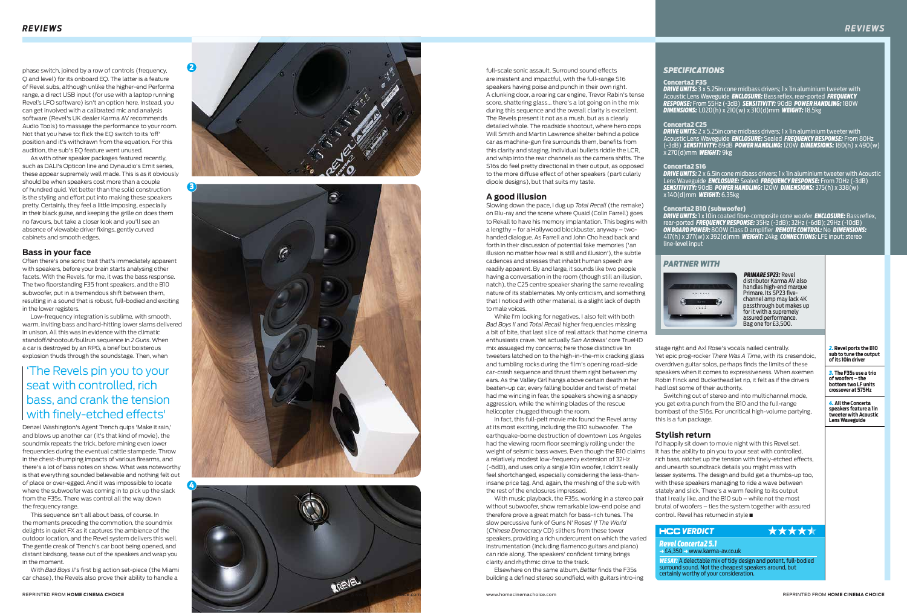phase switch, joined by a row of controls (frequency, Q and level) for its onboard EQ. The latter is a feature of Revel subs, although unlike the higher-end Performa range, a direct USB input (for use with a laptop running Revel's LFO software) isn't an option here. Instead, you can get involved with a calibrated mic and analysis software (Revel's UK dealer Karma AV recommends Audio Tools) to massage the performance to your room. Not that you have to: flick the EQ switch to its 'off' position and it's withdrawn from the equation. For this audition, the sub's EQ feature went unused.

As with other speaker packages featured recently, such as DALI's Opticon line and Dynaudio's Emit series, these appear supremely well made. This is as it obviously should be when speakers cost more than a couple of hundred quid. Yet better than the solid construction is the styling and effort put into making these speakers pretty. Certainly, they feel a little imposing, especially in their black guise, and keeping the grille on does them no favours, but take a closer look and you'll see an absence of viewable driver fixings, gently curved cabinets and smooth edges.

## Bass in your face

Often there's one sonic trait that's immediately apparent with speakers, before your brain starts analysing other facets. With the Revels, for me, it was the bass response. The two floorstanding F35 front speakers, and the B10 subwoofer, put in a tremendous shift between them, resulting in a sound that is robust, full-bodied and exciting in the lower registers.

Low-frequency integration is sublime, with smooth, warm, inviting bass and hard-hitting lower slams delivered in unison. All this was in evidence with the climatic standoff/shootout/bullrun sequence in *2 Guns*. When a car is destroyed by an RPG, a brief but boisterous explosion thuds through the soundstage. Then, when

> 'The Revels pin you to your seat with controlled, rich bass, and crank the tension with finely-etched effects'

Denzel Washington's Agent Trench quips 'Make it rain,' and blows up another car (it's that kind of movie), the soundmix repeats the trick, before mining even lower frequencies during the eventual cattle stampede. Throw in the chest-thumping impacts of various firearms, and there's a lot of bass notes on show. What was noteworthy is that everything sounded believable and nothing felt out of place or over-egged. And it was impossible to locate where the subwoofer was coming in to pick up the slack from the F35s. There was control all the way down the frequency range.

This sequence isn't all about bass, of course. In the moments preceding the commotion, the soundmix delights in quiet FX as it captures the ambience of the outdoor location, and the Revel system delivers this well. The gentle creak of Trench's car boot being opened, and distant birdsong, tease out of the speakers and wrap you in the moment.

With *Bad Boys II*'s first big action set-piece (the Miami car chase), the Revels also prove their ability to handle a full-scale sonic assault. Surround sound effects are insistent and impactful, with the full-range S16 speakers having poise and punch in their own right. A clunking door, a roaring car engine, Trevor Rabin's tense score, shattering glass... there's a lot going on in the mix during this sequence and the overall clarity is excellent. The Revels present it not as a mush, but as a clearly detailed whole. The roadside shootout, where hero cops Will Smith and Martin Lawrence shelter behind a police car as machine-gun fire surrounds them, benefits from this clarity and staging. Individual bullets riddle the LCR, and whip into the rear channels as the camera shifts. The S16s do feel pretty directional in their output, as opposed to the more diffuse effect of other speakers (particularly dipole designs), but that suits my taste.

## A good illusion

Slowing down the pace, I dug up *Total Recall* (the remake) on Blu-ray and the scene where Quaid (Colin Farrell) goes to Rekall to have his memory implantation. This begins with a lengthy – for a Hollywood blockbuster, anyway – two-handed dialogue. As Farrell and John Cho head back and forth in their discussion of potential fake memories ('an illusion no matter how real is still and illusion'), the subtle cadences and stresses that inhabit human speech are readily apparent. By and large, it sounds like two people having a conversation in the room (though still an illusion, natch), the C25 centre speaker sharing the same revealing nature of its stablemates. My only criticism, and something that I noticed with other material, is a slight lack of depth to male voices.

While I'm looking for negatives, I also felt with both *Bad Boys II* and *Total Recall* higher frequencies missing a bit of bite, that last slice of real attack that home cinema enthusiasts crave. Yet actually *San Andreas*' core TrueHD mix assuaged my concerns; here those distinctive 1in tweeters latched on to the high-in-the-mix cracking glass and tumbling rocks during the film's opening road-side car-crash sequence and thrust them right between my ears. As the Valley Girl hangs above certain death in her beaten-up car, every falling boulder and twist of metal had me wincing in fear, the speakers showing a snappy aggression, while the whirring blades of the rescue helicopter chugged through the room.

In fact, this full-pelt movie mix found the Revel array at its most exciting, including the B10 subwoofer. The earthquake-borne destruction of downtown Los Angeles had the viewing room floor seemingly rolling under the weight of seismic bass waves. Even though the B10 claims a relatively modest low-frequency extension of 32Hz (-6dB), and uses only a single 10in woofer, I didn't really feel shortchanged, especially considering the less-than-insane price tag. And, again, the meshing of the sub with the rest of the enclosures impressed.

With music playback, the F35s, working in a stereo pair without subwoofer, show remarkable low-end poise and therefore prove a great match for bass-rich tunes. The slow percussive funk of Guns N' Roses' *If The World* (*Chinese Democracy* CD) slithers from these tower speakers, providing a rich undercurrent on which the varied instrumentation (including flamenco guitars and piano) can ride along. The speakers' confident timing brings clarity and rhythmic drive to the track.

Elsewhere on the same album, *Better* finds the F35s building a defined stereo soundfield, with guitars intro-ing stage right and Axl Rose's vocals nailed centrally. Yet epic prog-rocker *There Was A Time*, with its cresendoic, overdriven guitar solos, perhaps finds the limits of these speakers when it comes to expressiveness. When axemen Robin Finck and Buckethead let rip, it felt as if the drivers had lost some of their authority.

Switching out of stereo and into multichannel mode, you get extra punch from the B10 and the full-range bombast of the S16s. For uncritical high-volume partying, this is a fun package.

## Stylish return

I'd happily sit down to movie night with this Revel set. It has the ability to pin you to your seat with controlled, rich bass, ratchet up the tension with finely-etched effects, and unearth soundtrack details you might miss with lesser systems. The design and build get a thumbs-up too, with these speakers managing to ride a wave between stately and slick. There's a warm feeling to its output that I really like, and the B10 sub – while not the most brutal of woofers – ties the system together with assured control. Revel has returned in style ■

### SPECIFICATIONS

**Concerta2 F35**
**DRIVE UNITS:** 3 x 5.25in cone midbass drivers; 1 x 1in aluminium tweeter with Acoustic Lens Waveguide **ENCLOSURE:** Bass reflex, rear-ported **FREQUENCY RESPONSE:** From 55Hz (-3dB) **SENSITIVITY:** 90dB **POWER HANDLING:** 180W **DIMENSIONS:** 1,020(h) x 210(w) x 310(d)mm **WEIGHT:** 18.5kg

**Concerta2 C25**
**DRIVE UNITS:** 2 x 5.25in cone midbass drivers; 1 x 1in aluminium tweeter with Acoustic Lens Waveguide **ENCLOSURE:** Sealed **FREQUENCY RESPONSE:** From 80Hz (-3dB) **SENSITIVITY:** 89dB **POWER HANDLING:** 120W **DIMENSIONS:** 180(h) x 490(w) x 270(d)mm **WEIGHT:** 9kg

**Concerta2 S16**
**DRIVE UNITS:** 2 x 6.5in cone midbass drivers; 1 x 1in aluminium tweeter with Acoustic Lens Waveguide **ENCLOSURE:** Sealed **FREQUENCY RESPONSE:** From 70Hz (-3dB) **SENSITIVITY:** 90dB **POWER HANDLING:** 120W **DIMENSIONS:** 375(h) x 338(w) x 140(d)mm **WEIGHT:** 6.35kg

**Concerta2 B10 (subwoofer)**
**DRIVE UNITS:** 1 x 10in coated fibre-composite cone woofer **ENCLOSURE:** Bass reflex, rear-ported **FREQUENCY RESPONSE:** 35Hz (-3dB); 32Hz (-6dB); 29Hz (-10dB) **ON BOARD POWER:** 800W Class D amplifier **REMOTE CONTROL:** No **DIMENSIONS:** 417(h) x 377(w) x 392(d)mm **WEIGHT:** 24kg **CONNECTIONS:** LFE input; stereo line-level input

### PARTNER WITH

**PRIMARE SP23:** Revel distributor Karma AV also handles high-end marque Primare. Its SP23 five-channel amp may lack 4K passthrough but makes up for it with a supremely assured performance. Bag one for £3,500.

**2.** Revel ports the B10 sub to tune the output of its 10in driver

**3.** The F35s use a trio of woofers – the bottom two LF units crossover at 575Hz

**4.** All the Concerta speakers feature a 1in tweeter with Acoustic Lens Waveguide

### HCC VERDICT

★★★★☆

**Revel Concerta2 5.1**
→ £4,350 → www.karma-av.co.uk

**WE SAY:** A delectable mix of tidy design and potent, full-bodied surround sound. Not the cheapest speakers around, but certainly worthy of your consideration.